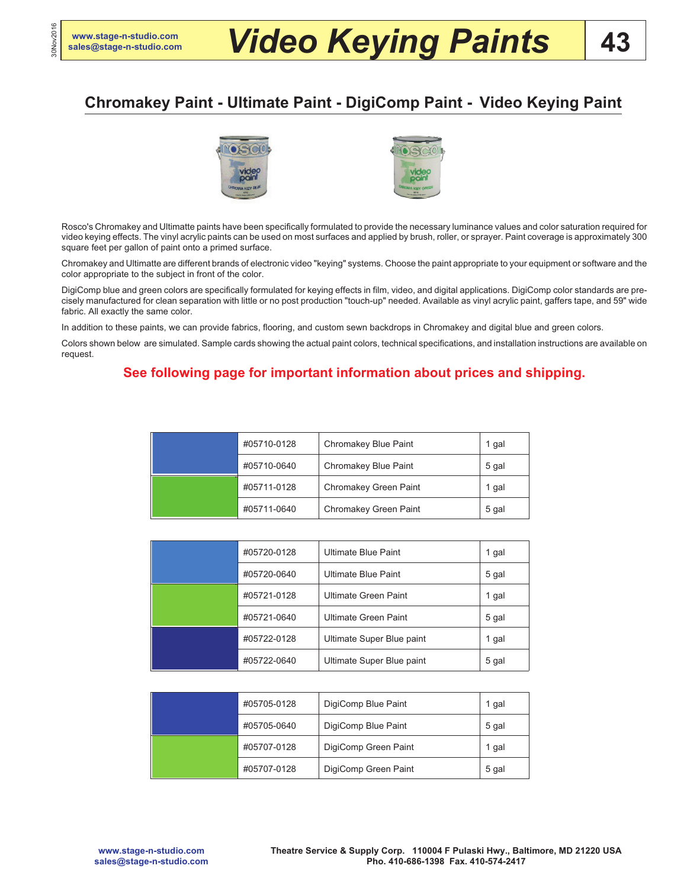# Video Keying Paints

## Chromakey Paint - Ultimate Paint - DigiComp Paint - Video Keying Paint

Rosco's Chromakey and Ultimatte paints have been specifically formulated to provide the necessary luminance values and color saturation required for video keying effects. The vinyl acrylic paints can be used on most surfaces and applied by brush, roller, or sprayer. Paint coverage is approximately 300 square feet per gallon of paint onto a primed surface.

Chromakey and Ultimatte are different brands of electronic video "keying" systems. Choose the paint appropriate to your equipment or software and the color appropriate to the subject in front of the color.

DigiComp blue and green colors are specifically formulated for keying effects in film, video, and digital applications. DigiComp color standards are precisely manufactured for clean separation with little or no post production "touch-up" needed. Available as vinyl acrylic paint, gaffers tape, and 59" wide fabric. All exactly the same color.

In addition to these paints, we can provide fabrics, flooring, and custom sewn backdrops in Chromakey and digital blue and green colors.

Colors shown below are simulated. Sample cards showing the actual paint colors, technical specifications, and installation instructions are available on request.

**See following page for important information about prices and shipping.**

| Color | Item # | Description | Size |
|---|---|---|---|
| | #05710-0128 | Chromakey Blue Paint | 1 gal |
| | #05710-0640 | Chromakey Blue Paint | 5 gal |
| | #05711-0128 | Chromakey Green Paint | 1 gal |
| | #05711-0640 | Chromakey Green Paint | 5 gal |

| Color | Item # | Description | Size |
|---|---|---|---|
| | #05720-0128 | Ultimate Blue Paint | 1 gal |
| | #05720-0640 | Ultimate Blue Paint | 5 gal |
| | #05721-0128 | Ultimate Green Paint | 1 gal |
| | #05721-0640 | Ultimate Green Paint | 5 gal |
| | #05722-0128 | Ultimate Super Blue paint | 1 gal |
| | #05722-0640 | Ultimate Super Blue paint | 5 gal |

| Color | Item # | Description | Size |
|---|---|---|---|
| | #05705-0128 | DigiComp Blue Paint | 1 gal |
| | #05705-0640 | DigiComp Blue Paint | 5 gal |
| | #05707-0128 | DigiComp Green Paint | 1 gal |
| | #05707-0128 | DigiComp Green Paint | 5 gal |

www.stage-n-studio.com
sales@stage-n-studio.com

Theatre Service & Supply Corp. 110004 F Pulaski Hwy., Baltimore, MD 21220 USA
Pho. 410-686-1398 Fax. 410-574-2417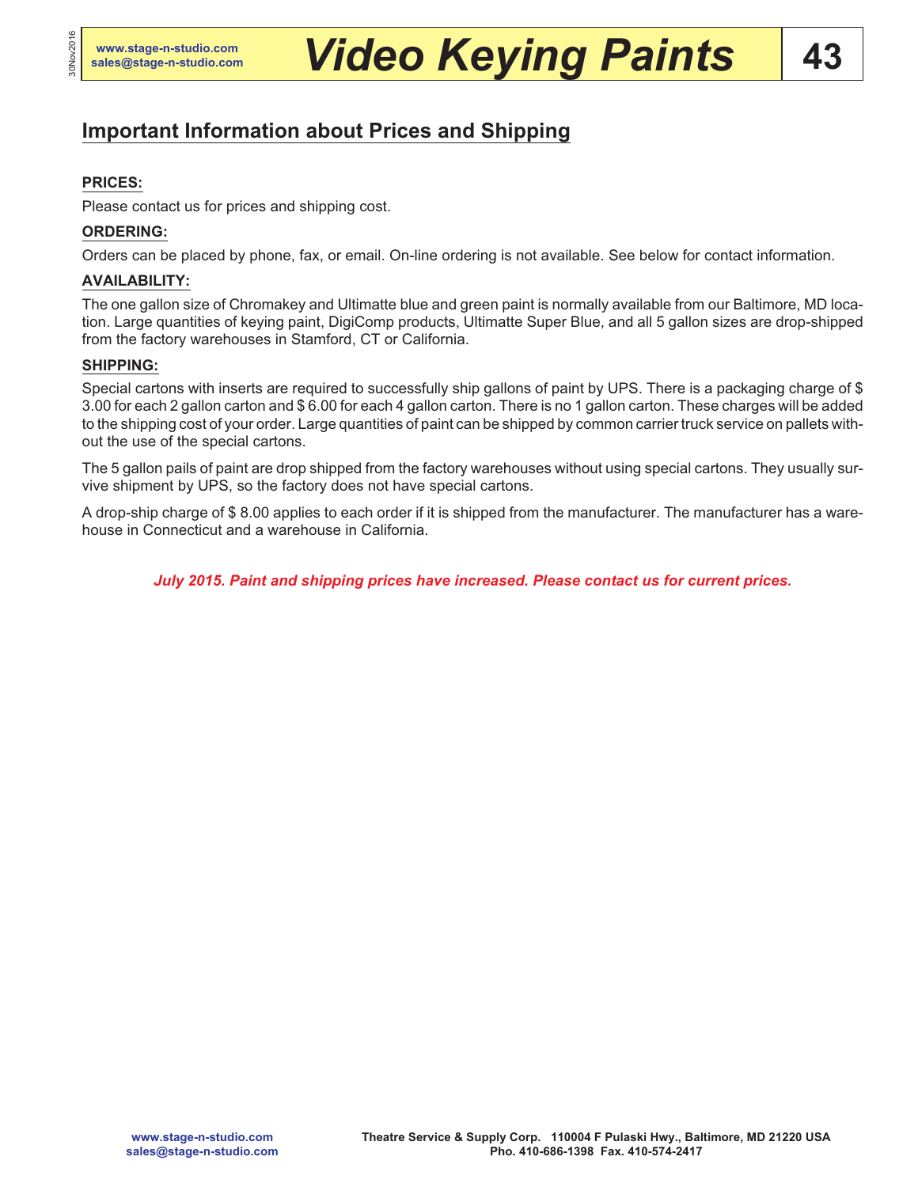## Important Information about Prices and Shipping

**PRICES:**

Please contact us for prices and shipping cost.

**ORDERING:**

Orders can be placed by phone, fax, or email. On-line ordering is not available. See below for contact information.

**AVAILABILITY:**

The one gallon size of Chromakey and Ultimatte blue and green paint is normally available from our Baltimore, MD location. Large quantities of keying paint, DigiComp products, Ultimatte Super Blue, and all 5 gallon sizes are drop-shipped from the factory warehouses in Stamford, CT or California.

**SHIPPING:**

Special cartons with inserts are required to successfully ship gallons of paint by UPS. There is a packaging charge of $ 3.00 for each 2 gallon carton and $ 6.00 for each 4 gallon carton. There is no 1 gallon carton. These charges will be added to the shipping cost of your order. Large quantities of paint can be shipped by common carrier truck service on pallets without the use of the special cartons.

The 5 gallon pails of paint are drop shipped from the factory warehouses without using special cartons. They usually survive shipment by UPS, so the factory does not have special cartons.

A drop-ship charge of $ 8.00 applies to each order if it is shipped from the manufacturer. The manufacturer has a warehouse in Connecticut and a warehouse in California.

***July 2015. Paint and shipping prices have increased. Please contact us for current prices.***

www.stage-n-studio.com
sales@stage-n-studio.com

**Theatre Service & Supply Corp. 110004 F Pulaski Hwy., Baltimore, MD 21220 USA**
**Pho. 410-686-1398 Fax. 410-574-2417**